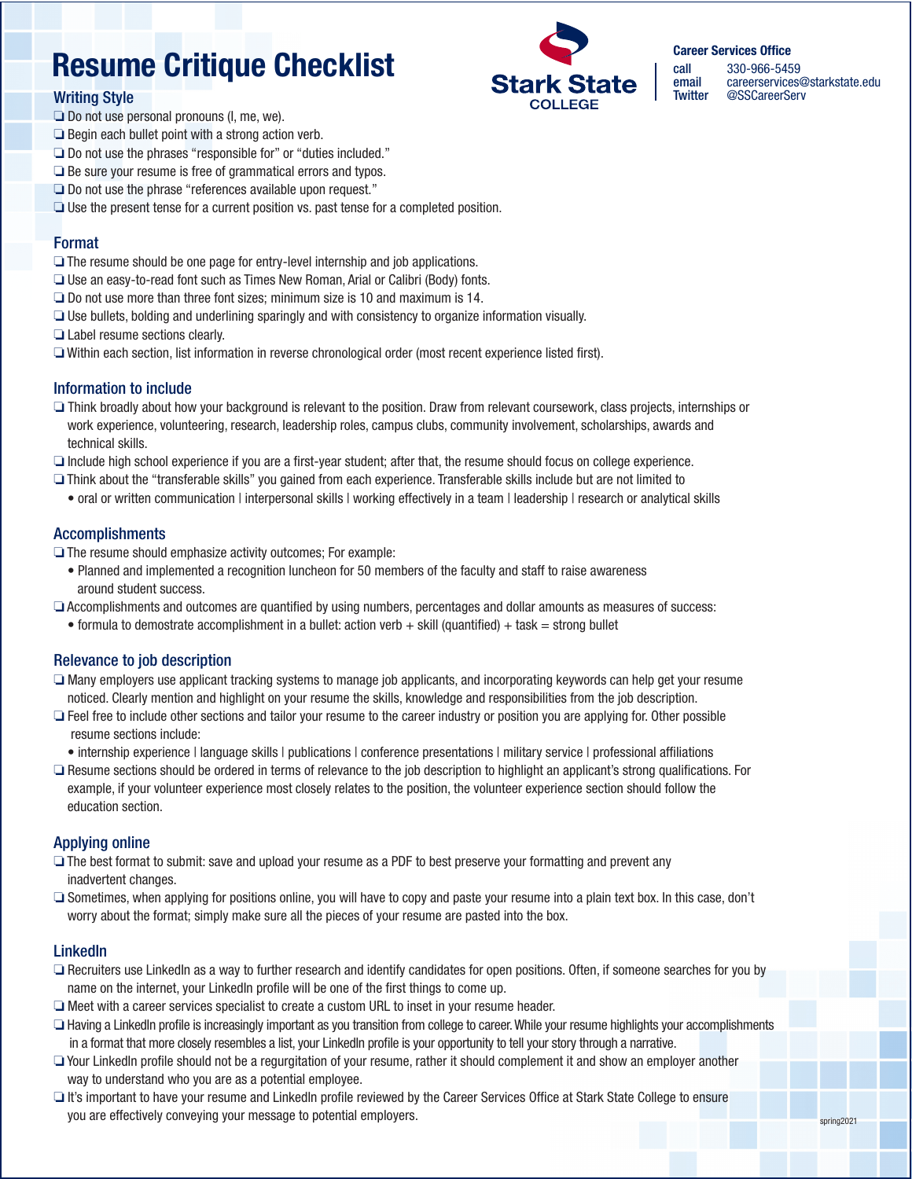# Resume Critique Checklist

**Stark State COLLEGE**

**Career Services Office**
call 330-966-5459
email careerservices@starkstate.edu
Twitter @SSCareerServ

## Writing Style

- ❏ Do not use personal pronouns (I, me, we).
- ❏ Begin each bullet point with a strong action verb.
- ❏ Do not use the phrases “responsible for” or “duties included.”
- ❏ Be sure your resume is free of grammatical errors and typos.
- ❏ Do not use the phrase “references available upon request.”
- ❏ Use the present tense for a current position vs. past tense for a completed position.

## Format

- ❏ The resume should be one page for entry-level internship and job applications.
- ❏ Use an easy-to-read font such as Times New Roman, Arial or Calibri (Body) fonts.
- ❏ Do not use more than three font sizes; minimum size is 10 and maximum is 14.
- ❏ Use bullets, bolding and underlining sparingly and with consistency to organize information visually.
- ❏ Label resume sections clearly.
- ❏ Within each section, list information in reverse chronological order (most recent experience listed first).

## Information to include

- ❏ Think broadly about how your background is relevant to the position. Draw from relevant coursework, class projects, internships or work experience, volunteering, research, leadership roles, campus clubs, community involvement, scholarships, awards and technical skills.
- ❏ Include high school experience if you are a first-year student; after that, the resume should focus on college experience.
- ❏ Think about the “transferable skills” you gained from each experience. Transferable skills include but are not limited to
  - oral or written communication | interpersonal skills | working effectively in a team | leadership | research or analytical skills

## Accomplishments

- ❏ The resume should emphasize activity outcomes; For example:
  - Planned and implemented a recognition luncheon for 50 members of the faculty and staff to raise awareness around student success.
- ❏ Accomplishments and outcomes are quantified by using numbers, percentages and dollar amounts as measures of success:
  - formula to demostrate accomplishment in a bullet: action verb + skill (quantified) + task = strong bullet

## Relevance to job description

- ❏ Many employers use applicant tracking systems to manage job applicants, and incorporating keywords can help get your resume noticed. Clearly mention and highlight on your resume the skills, knowledge and responsibilities from the job description.
- ❏ Feel free to include other sections and tailor your resume to the career industry or position you are applying for. Other possible resume sections include:
  - internship experience | language skills | publications | conference presentations | military service | professional affiliations
- ❏ Resume sections should be ordered in terms of relevance to the job description to highlight an applicant’s strong qualifications. For example, if your volunteer experience most closely relates to the position, the volunteer experience section should follow the education section.

## Applying online

- ❏ The best format to submit: save and upload your resume as a PDF to best preserve your formatting and prevent any inadvertent changes.
- ❏ Sometimes, when applying for positions online, you will have to copy and paste your resume into a plain text box. In this case, don’t worry about the format; simply make sure all the pieces of your resume are pasted into the box.

## LinkedIn

- ❏ Recruiters use LinkedIn as a way to further research and identify candidates for open positions. Often, if someone searches for you by name on the internet, your LinkedIn profile will be one of the first things to come up.
- ❏ Meet with a career services specialist to create a custom URL to inset in your resume header.
- ❏ Having a LinkedIn profile is increasingly important as you transition from college to career. While your resume highlights your accomplishments in a format that more closely resembles a list, your LinkedIn profile is your opportunity to tell your story through a narrative.
- ❏ Your LinkedIn profile should not be a regurgitation of your resume, rather it should complement it and show an employer another way to understand who you are as a potential employee.
- ❏ It’s important to have your resume and LinkedIn profile reviewed by the Career Services Office at Stark State College to ensure you are effectively conveying your message to potential employers.

spring2021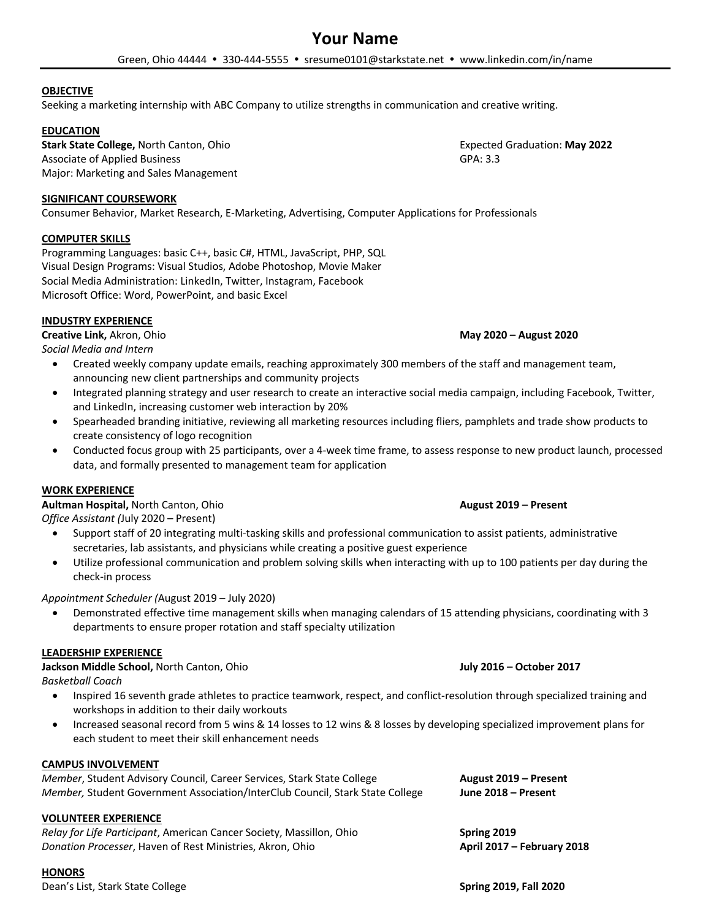# Your Name

Green, Ohio 44444 • 330-444-5555 • sresume0101@starkstate.net • www.linkedin.com/in/name

## OBJECTIVE

Seeking a marketing internship with ABC Company to utilize strengths in communication and creative writing.

## EDUCATION

**Stark State College,** North Canton, Ohio — Expected Graduation: **May 2022**
Associate of Applied Business — GPA: 3.3
Major: Marketing and Sales Management

## SIGNIFICANT COURSEWORK

Consumer Behavior, Market Research, E-Marketing, Advertising, Computer Applications for Professionals

## COMPUTER SKILLS

Programming Languages: basic C++, basic C#, HTML, JavaScript, PHP, SQL
Visual Design Programs: Visual Studios, Adobe Photoshop, Movie Maker
Social Media Administration: LinkedIn, Twitter, Instagram, Facebook
Microsoft Office: Word, PowerPoint, and basic Excel

## INDUSTRY EXPERIENCE

**Creative Link,** Akron, Ohio — **May 2020 – August 2020**
*Social Media and Intern*

- Created weekly company update emails, reaching approximately 300 members of the staff and management team, announcing new client partnerships and community projects
- Integrated planning strategy and user research to create an interactive social media campaign, including Facebook, Twitter, and LinkedIn, increasing customer web interaction by 20%
- Spearheaded branding initiative, reviewing all marketing resources including fliers, pamphlets and trade show products to create consistency of logo recognition
- Conducted focus group with 25 participants, over a 4-week time frame, to assess response to new product launch, processed data, and formally presented to management team for application

## WORK EXPERIENCE

**Aultman Hospital,** North Canton, Ohio — **August 2019 – Present**
*Office Assistant (*July 2020 – Present)

- Support staff of 20 integrating multi-tasking skills and professional communication to assist patients, administrative secretaries, lab assistants, and physicians while creating a positive guest experience
- Utilize professional communication and problem solving skills when interacting with up to 100 patients per day during the check-in process

*Appointment Scheduler (*August 2019 – July 2020)

- Demonstrated effective time management skills when managing calendars of 15 attending physicians, coordinating with 3 departments to ensure proper rotation and staff specialty utilization

## LEADERSHIP EXPERIENCE

**Jackson Middle School,** North Canton, Ohio — **July 2016 – October 2017**
*Basketball Coach*

- Inspired 16 seventh grade athletes to practice teamwork, respect, and conflict-resolution through specialized training and workshops in addition to their daily workouts
- Increased seasonal record from 5 wins & 14 losses to 12 wins & 8 losses by developing specialized improvement plans for each student to meet their skill enhancement needs

## CAMPUS INVOLVEMENT

*Member*, Student Advisory Council, Career Services, Stark State College — **August 2019 – Present**
*Member,* Student Government Association/InterClub Council, Stark State College — **June 2018 – Present**

## VOLUNTEER EXPERIENCE

*Relay for Life Participant*, American Cancer Society, Massillon, Ohio — **Spring 2019**
*Donation Processer*, Haven of Rest Ministries, Akron, Ohio — **April 2017 – February 2018**

## HONORS

Dean's List, Stark State College — **Spring 2019, Fall 2020**